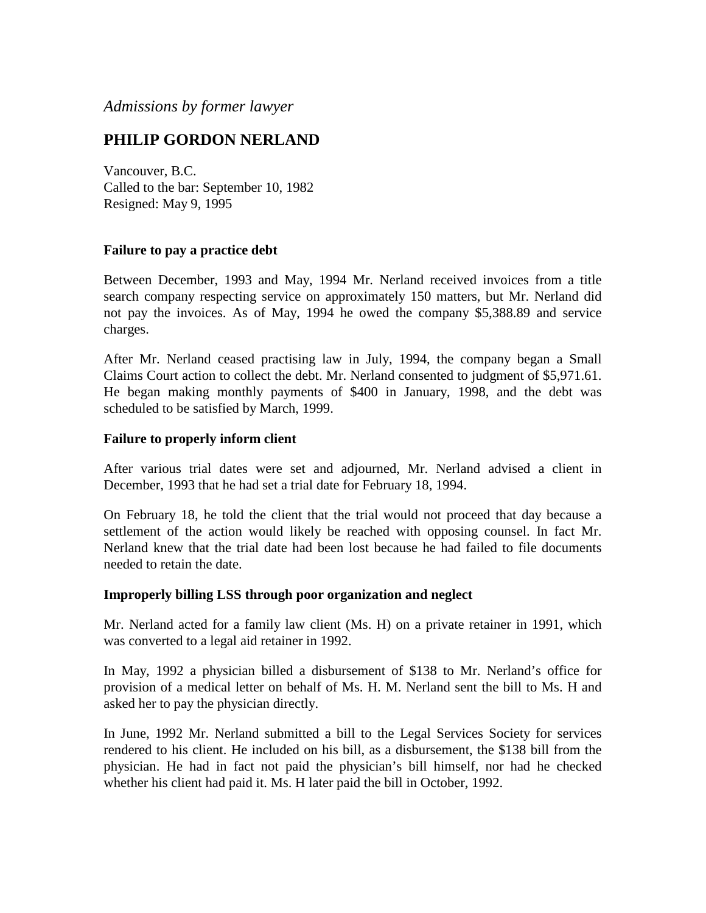*Admissions by former lawyer*

# PHILIP GORDON NERLAND

Vancouver, B.C.
Called to the bar: September 10, 1982
Resigned: May 9, 1995

**Failure to pay a practice debt**

Between December, 1993 and May, 1994 Mr. Nerland received invoices from a title search company respecting service on approximately 150 matters, but Mr. Nerland did not pay the invoices. As of May, 1994 he owed the company $5,388.89 and service charges.

After Mr. Nerland ceased practising law in July, 1994, the company began a Small Claims Court action to collect the debt. Mr. Nerland consented to judgment of $5,971.61. He began making monthly payments of $400 in January, 1998, and the debt was scheduled to be satisfied by March, 1999.

**Failure to properly inform client**

After various trial dates were set and adjourned, Mr. Nerland advised a client in December, 1993 that he had set a trial date for February 18, 1994.

On February 18, he told the client that the trial would not proceed that day because a settlement of the action would likely be reached with opposing counsel. In fact Mr. Nerland knew that the trial date had been lost because he had failed to file documents needed to retain the date.

**Improperly billing LSS through poor organization and neglect**

Mr. Nerland acted for a family law client (Ms. H) on a private retainer in 1991, which was converted to a legal aid retainer in 1992.

In May, 1992 a physician billed a disbursement of $138 to Mr. Nerland's office for provision of a medical letter on behalf of Ms. H. M. Nerland sent the bill to Ms. H and asked her to pay the physician directly.

In June, 1992 Mr. Nerland submitted a bill to the Legal Services Society for services rendered to his client. He included on his bill, as a disbursement, the $138 bill from the physician. He had in fact not paid the physician's bill himself, nor had he checked whether his client had paid it. Ms. H later paid the bill in October, 1992.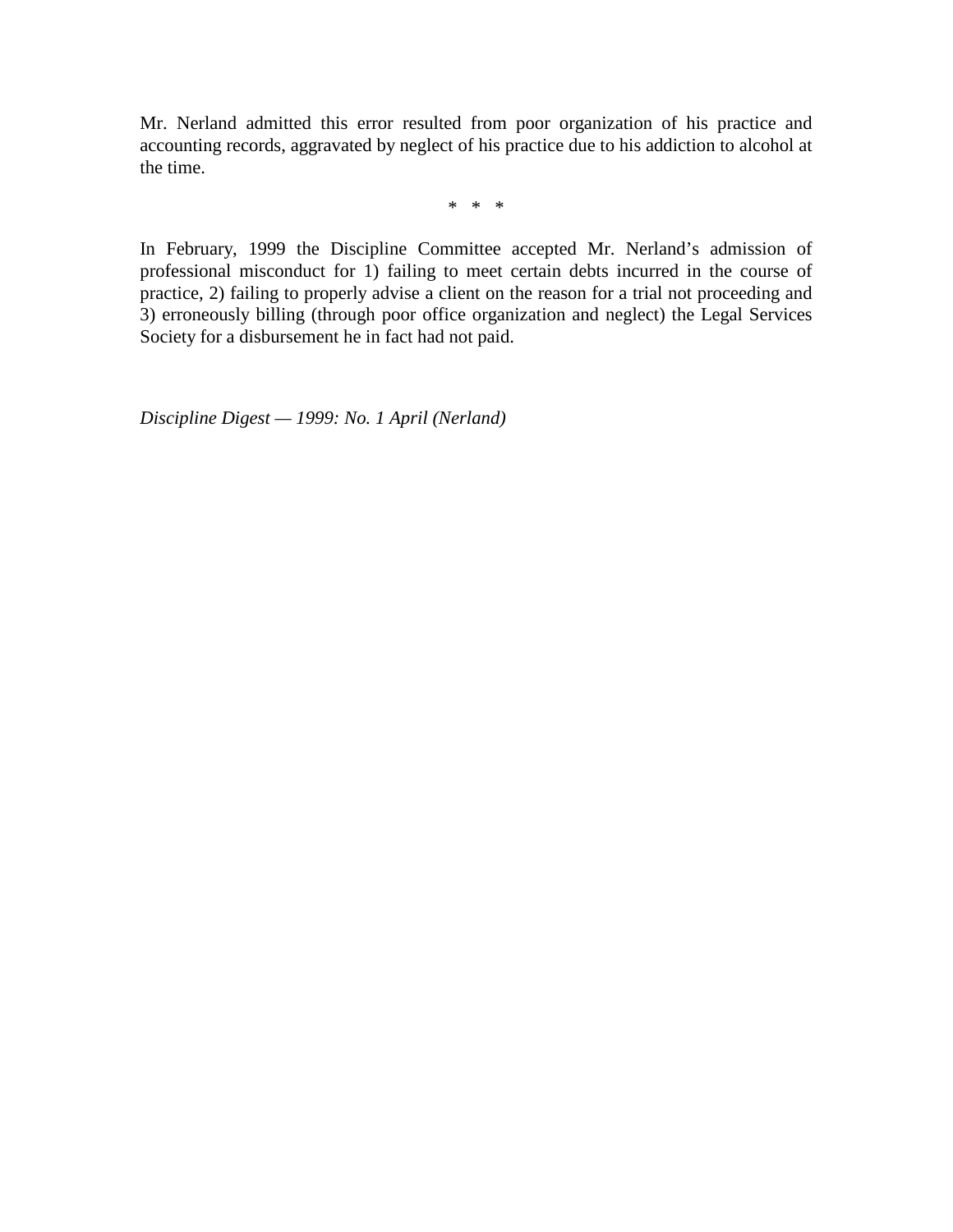Mr. Nerland admitted this error resulted from poor organization of his practice and accounting records, aggravated by neglect of his practice due to his addiction to alcohol at the time.

\* \* \*

In February, 1999 the Discipline Committee accepted Mr. Nerland's admission of professional misconduct for 1) failing to meet certain debts incurred in the course of practice, 2) failing to properly advise a client on the reason for a trial not proceeding and 3) erroneously billing (through poor office organization and neglect) the Legal Services Society for a disbursement he in fact had not paid.

*Discipline Digest — 1999: No. 1 April (Nerland)*